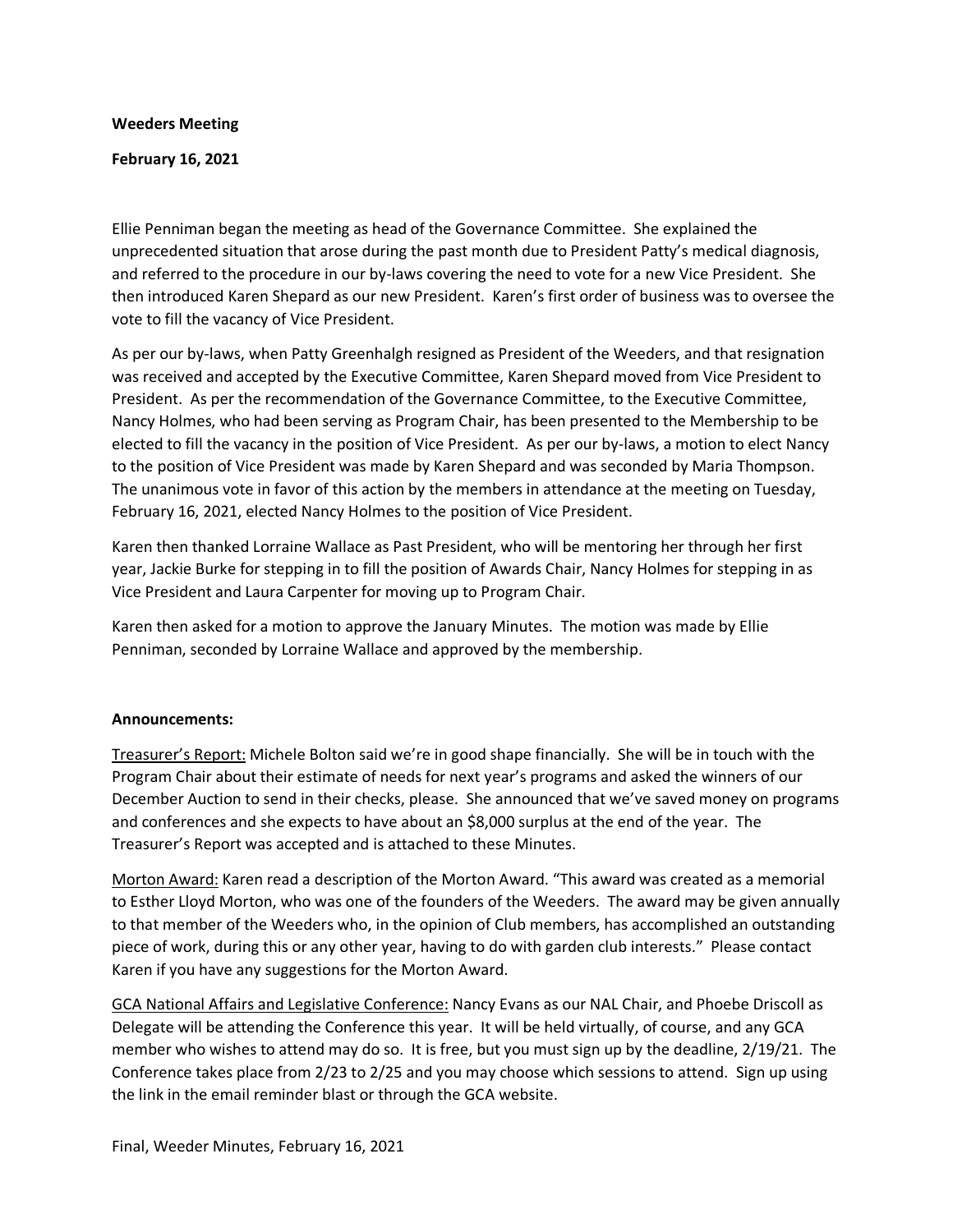**Weeders Meeting**

**February 16, 2021**

Ellie Penniman began the meeting as head of the Governance Committee. She explained the unprecedented situation that arose during the past month due to President Patty's medical diagnosis, and referred to the procedure in our by-laws covering the need to vote for a new Vice President. She then introduced Karen Shepard as our new President. Karen's first order of business was to oversee the vote to fill the vacancy of Vice President.

As per our by-laws, when Patty Greenhalgh resigned as President of the Weeders, and that resignation was received and accepted by the Executive Committee, Karen Shepard moved from Vice President to President. As per the recommendation of the Governance Committee, to the Executive Committee, Nancy Holmes, who had been serving as Program Chair, has been presented to the Membership to be elected to fill the vacancy in the position of Vice President. As per our by-laws, a motion to elect Nancy to the position of Vice President was made by Karen Shepard and was seconded by Maria Thompson. The unanimous vote in favor of this action by the members in attendance at the meeting on Tuesday, February 16, 2021, elected Nancy Holmes to the position of Vice President.

Karen then thanked Lorraine Wallace as Past President, who will be mentoring her through her first year, Jackie Burke for stepping in to fill the position of Awards Chair, Nancy Holmes for stepping in as Vice President and Laura Carpenter for moving up to Program Chair.

Karen then asked for a motion to approve the January Minutes. The motion was made by Ellie Penniman, seconded by Lorraine Wallace and approved by the membership.

**Announcements:**

Treasurer's Report: Michele Bolton said we're in good shape financially. She will be in touch with the Program Chair about their estimate of needs for next year's programs and asked the winners of our December Auction to send in their checks, please. She announced that we've saved money on programs and conferences and she expects to have about an $8,000 surplus at the end of the year. The Treasurer's Report was accepted and is attached to these Minutes.

Morton Award: Karen read a description of the Morton Award. "This award was created as a memorial to Esther Lloyd Morton, who was one of the founders of the Weeders. The award may be given annually to that member of the Weeders who, in the opinion of Club members, has accomplished an outstanding piece of work, during this or any other year, having to do with garden club interests." Please contact Karen if you have any suggestions for the Morton Award.

GCA National Affairs and Legislative Conference: Nancy Evans as our NAL Chair, and Phoebe Driscoll as Delegate will be attending the Conference this year. It will be held virtually, of course, and any GCA member who wishes to attend may do so. It is free, but you must sign up by the deadline, 2/19/21. The Conference takes place from 2/23 to 2/25 and you may choose which sessions to attend. Sign up using the link in the email reminder blast or through the GCA website.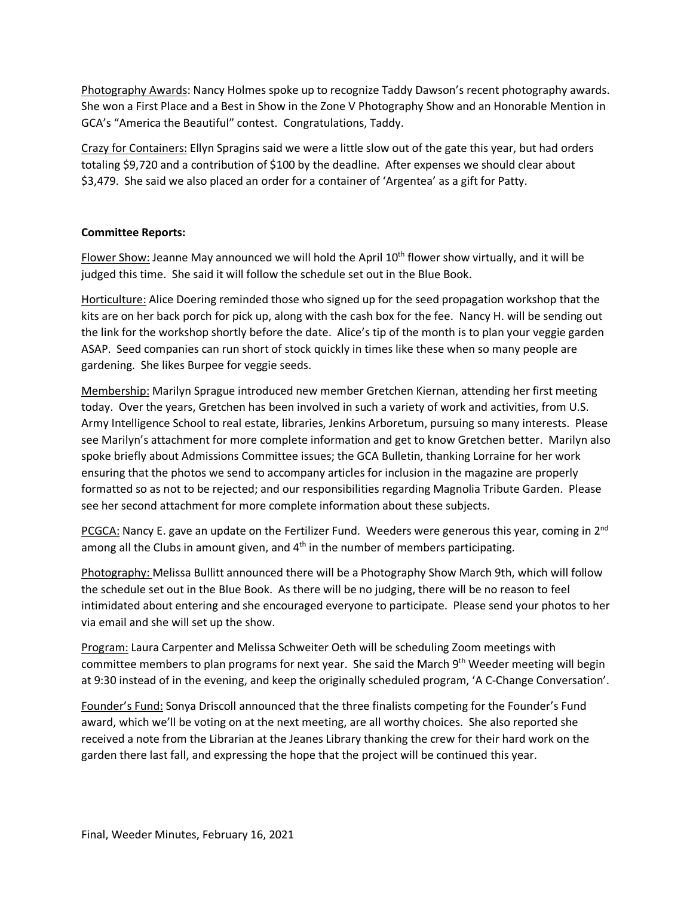Photography Awards: Nancy Holmes spoke up to recognize Taddy Dawson's recent photography awards. She won a First Place and a Best in Show in the Zone V Photography Show and an Honorable Mention in GCA's "America the Beautiful" contest. Congratulations, Taddy.

Crazy for Containers: Ellyn Spragins said we were a little slow out of the gate this year, but had orders totaling $9,720 and a contribution of $100 by the deadline. After expenses we should clear about $3,479. She said we also placed an order for a container of 'Argentea' as a gift for Patty.

**Committee Reports:**

Flower Show: Jeanne May announced we will hold the April 10th flower show virtually, and it will be judged this time. She said it will follow the schedule set out in the Blue Book.

Horticulture: Alice Doering reminded those who signed up for the seed propagation workshop that the kits are on her back porch for pick up, along with the cash box for the fee. Nancy H. will be sending out the link for the workshop shortly before the date. Alice's tip of the month is to plan your veggie garden ASAP. Seed companies can run short of stock quickly in times like these when so many people are gardening. She likes Burpee for veggie seeds.

Membership: Marilyn Sprague introduced new member Gretchen Kiernan, attending her first meeting today. Over the years, Gretchen has been involved in such a variety of work and activities, from U.S. Army Intelligence School to real estate, libraries, Jenkins Arboretum, pursuing so many interests. Please see Marilyn's attachment for more complete information and get to know Gretchen better. Marilyn also spoke briefly about Admissions Committee issues; the GCA Bulletin, thanking Lorraine for her work ensuring that the photos we send to accompany articles for inclusion in the magazine are properly formatted so as not to be rejected; and our responsibilities regarding Magnolia Tribute Garden. Please see her second attachment for more complete information about these subjects.

PCGCA: Nancy E. gave an update on the Fertilizer Fund. Weeders were generous this year, coming in 2nd among all the Clubs in amount given, and 4th in the number of members participating.

Photography: Melissa Bullitt announced there will be a Photography Show March 9th, which will follow the schedule set out in the Blue Book. As there will be no judging, there will be no reason to feel intimidated about entering and she encouraged everyone to participate. Please send your photos to her via email and she will set up the show.

Program: Laura Carpenter and Melissa Schweiter Oeth will be scheduling Zoom meetings with committee members to plan programs for next year. She said the March 9th Weeder meeting will begin at 9:30 instead of in the evening, and keep the originally scheduled program, 'A C-Change Conversation'.

Founder's Fund: Sonya Driscoll announced that the three finalists competing for the Founder's Fund award, which we'll be voting on at the next meeting, are all worthy choices. She also reported she received a note from the Librarian at the Jeanes Library thanking the crew for their hard work on the garden there last fall, and expressing the hope that the project will be continued this year.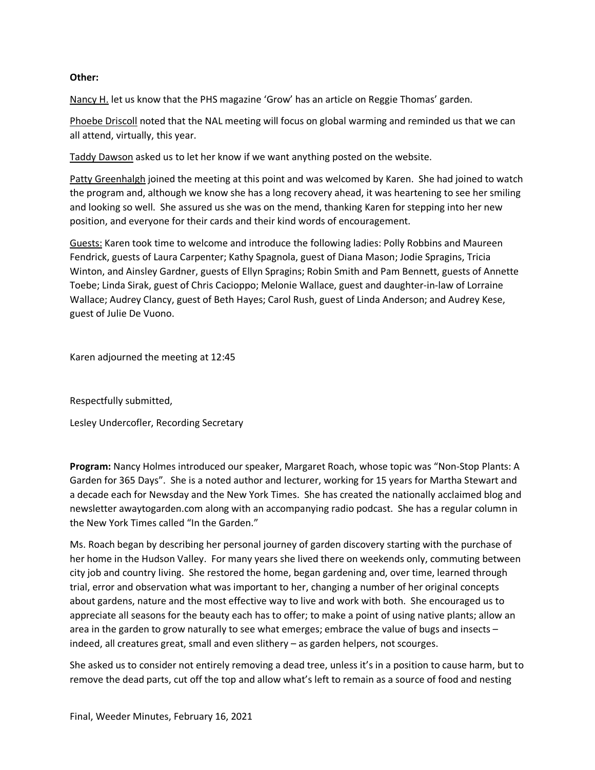**Other:**

Nancy H. let us know that the PHS magazine 'Grow' has an article on Reggie Thomas' garden.

Phoebe Driscoll noted that the NAL meeting will focus on global warming and reminded us that we can all attend, virtually, this year.

Taddy Dawson asked us to let her know if we want anything posted on the website.

Patty Greenhalgh joined the meeting at this point and was welcomed by Karen. She had joined to watch the program and, although we know she has a long recovery ahead, it was heartening to see her smiling and looking so well. She assured us she was on the mend, thanking Karen for stepping into her new position, and everyone for their cards and their kind words of encouragement.

Guests: Karen took time to welcome and introduce the following ladies: Polly Robbins and Maureen Fendrick, guests of Laura Carpenter; Kathy Spagnola, guest of Diana Mason; Jodie Spragins, Tricia Winton, and Ainsley Gardner, guests of Ellyn Spragins; Robin Smith and Pam Bennett, guests of Annette Toebe; Linda Sirak, guest of Chris Cacioppo; Melonie Wallace, guest and daughter-in-law of Lorraine Wallace; Audrey Clancy, guest of Beth Hayes; Carol Rush, guest of Linda Anderson; and Audrey Kese, guest of Julie De Vuono.

Karen adjourned the meeting at 12:45

Respectfully submitted,

Lesley Undercofler, Recording Secretary

**Program:** Nancy Holmes introduced our speaker, Margaret Roach, whose topic was "Non-Stop Plants: A Garden for 365 Days". She is a noted author and lecturer, working for 15 years for Martha Stewart and a decade each for Newsday and the New York Times. She has created the nationally acclaimed blog and newsletter awaytogarden.com along with an accompanying radio podcast. She has a regular column in the New York Times called "In the Garden."

Ms. Roach began by describing her personal journey of garden discovery starting with the purchase of her home in the Hudson Valley. For many years she lived there on weekends only, commuting between city job and country living. She restored the home, began gardening and, over time, learned through trial, error and observation what was important to her, changing a number of her original concepts about gardens, nature and the most effective way to live and work with both. She encouraged us to appreciate all seasons for the beauty each has to offer; to make a point of using native plants; allow an area in the garden to grow naturally to see what emerges; embrace the value of bugs and insects – indeed, all creatures great, small and even slithery – as garden helpers, not scourges.

She asked us to consider not entirely removing a dead tree, unless it's in a position to cause harm, but to remove the dead parts, cut off the top and allow what's left to remain as a source of food and nesting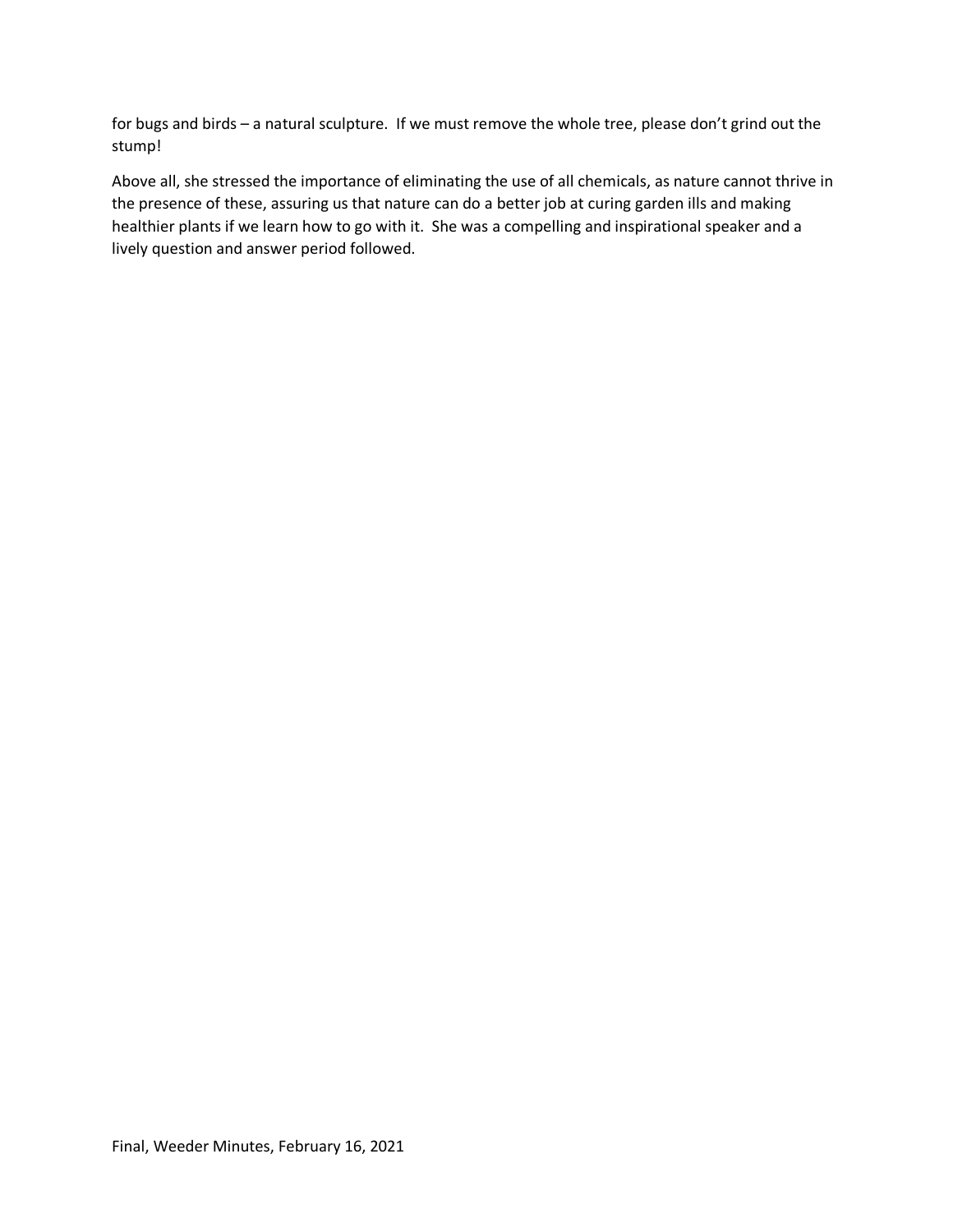for bugs and birds – a natural sculpture. If we must remove the whole tree, please don't grind out the stump!

Above all, she stressed the importance of eliminating the use of all chemicals, as nature cannot thrive in the presence of these, assuring us that nature can do a better job at curing garden ills and making healthier plants if we learn how to go with it. She was a compelling and inspirational speaker and a lively question and answer period followed.